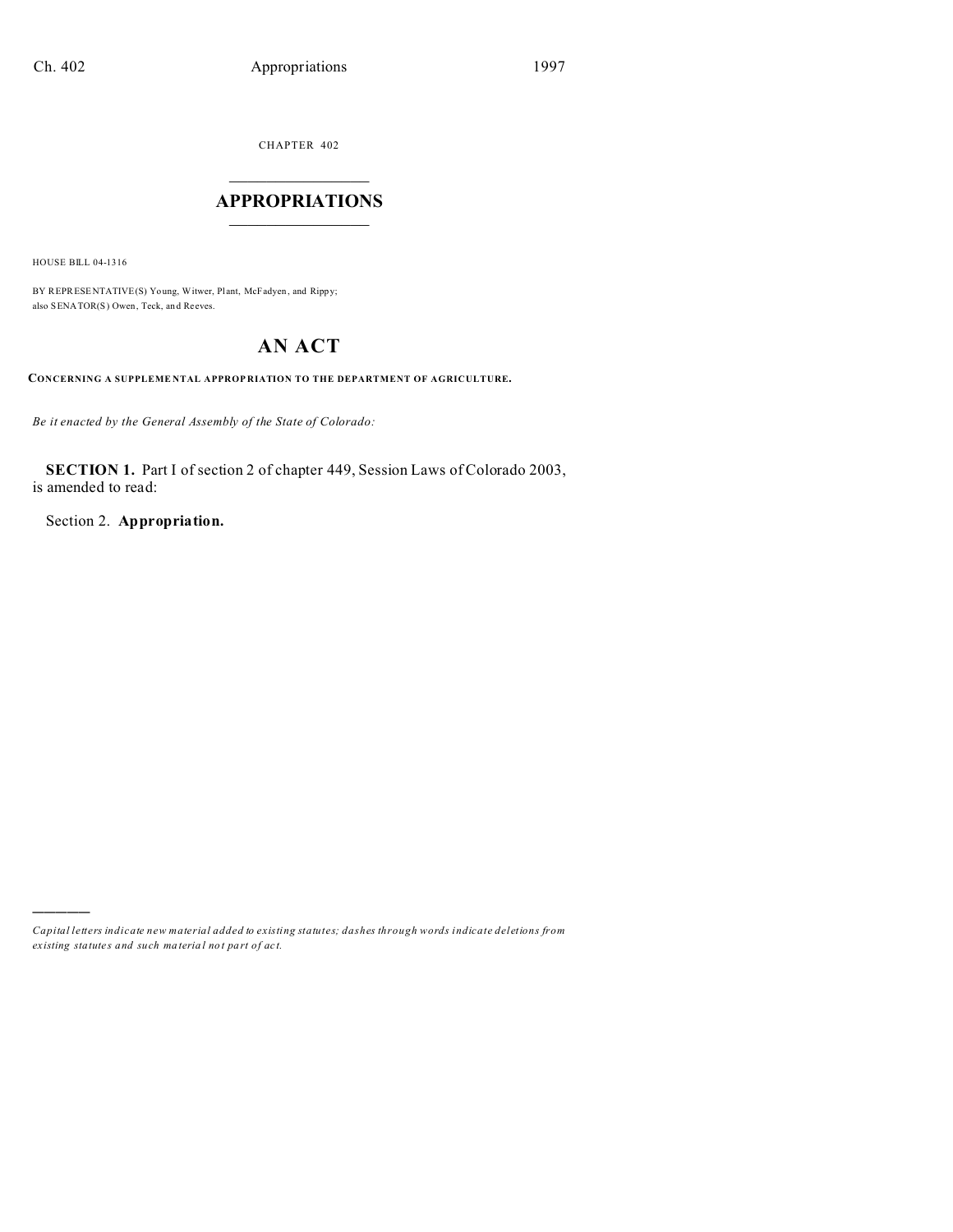CHAPTER 402

# APPROPRIATIONS

HOUSE BILL 04-1316

BY REPRESENTATIVE(S) Young, Witwer, Plant, McFadyen, and Rippy;
also SENATOR(S) Owen, Teck, and Reeves.

# AN ACT

**CONCERNING A SUPPLEMENTAL APPROPRIATION TO THE DEPARTMENT OF AGRICULTURE.**

*Be it enacted by the General Assembly of the State of Colorado:*

**SECTION 1.** Part I of section 2 of chapter 449, Session Laws of Colorado 2003, is amended to read:

Section 2. **Appropriation.**

*Capital letters indicate new material added to existing statutes; dashes through words indicate deletions from existing statutes and such material not part of act.*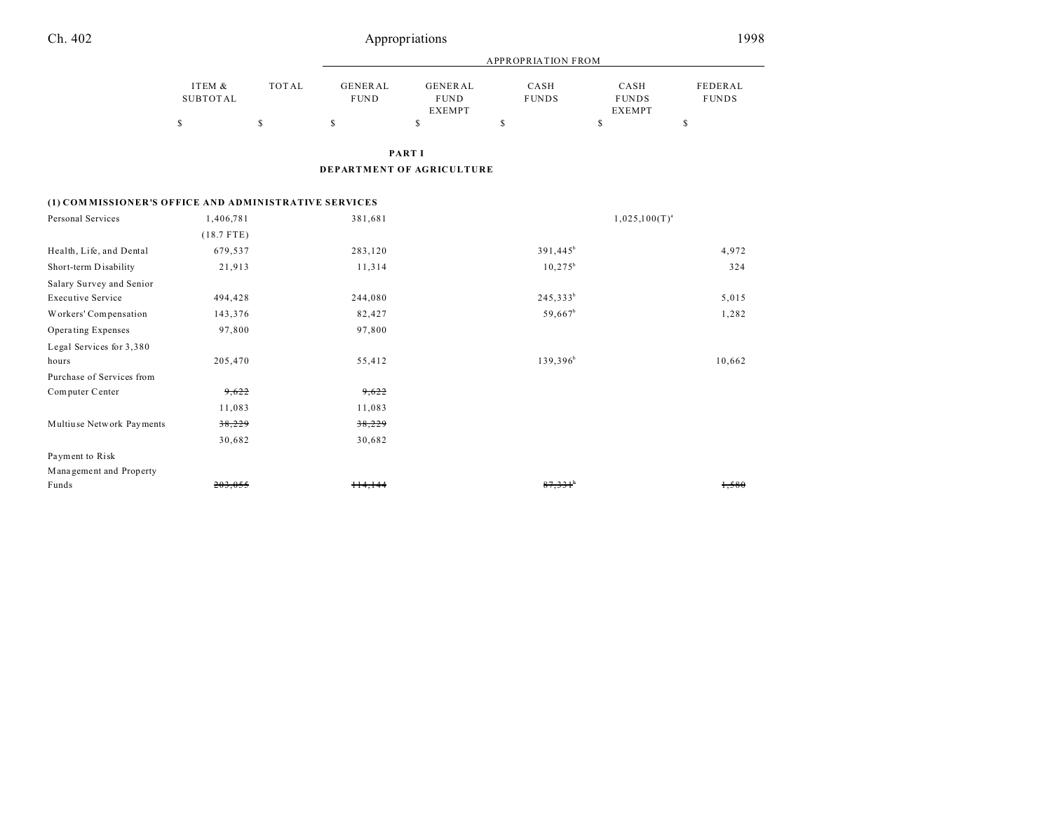| | ITEM & SUBTOTAL | TOTAL | APPROPRIATION FROM | | | | |
|---|---|---|---|---|---|---|---|
| | | | GENERAL FUND | GENERAL FUND EXEMPT | CASH FUNDS | CASH FUNDS EXEMPT | FEDERAL FUNDS |
| | $ | $ | $ | $ | $ | $ | $ |

**PART I**

**DEPARTMENT OF AGRICULTURE**

**(1) COMMISSIONER'S OFFICE AND ADMINISTRATIVE SERVICES**

| | ITEM & SUBTOTAL | TOTAL | GENERAL FUND | GENERAL FUND EXEMPT | CASH FUNDS | CASH FUNDS EXEMPT | FEDERAL FUNDS |
|---|---|---|---|---|---|---|---|
| Personal Services | 1,406,781 | | 381,681 | | | 1,025,100(T)[a] | |
| | (18.7 FTE) | | | | | | |
| Health, Life, and Dental | 679,537 | | 283,120 | | 391,445[b] | | 4,972 |
| Short-term Disability | 21,913 | | 11,314 | | 10,275[b] | | 324 |
| Salary Survey and Senior Executive Service | 494,428 | | 244,080 | | 245,333[b] | | 5,015 |
| Workers' Compensation | 143,376 | | 82,427 | | 59,667[b] | | 1,282 |
| Operating Expenses | 97,800 | | 97,800 | | | | |
| Legal Services for 3,380 hours | 205,470 | | 55,412 | | 139,396[b] | | 10,662 |
| Purchase of Services from Computer Center | ~~9,622~~ | | ~~9,622~~ | | | | |
| | 11,083 | | 11,083 | | | | |
| Multiuse Network Payments | ~~38,229~~ | | ~~38,229~~ | | | | |
| | 30,682 | | 30,682 | | | | |
| Payment to Risk Management and Property Funds | ~~203,055~~ | | ~~114,144~~ | | ~~87,331~~[b] | | ~~1,580~~ |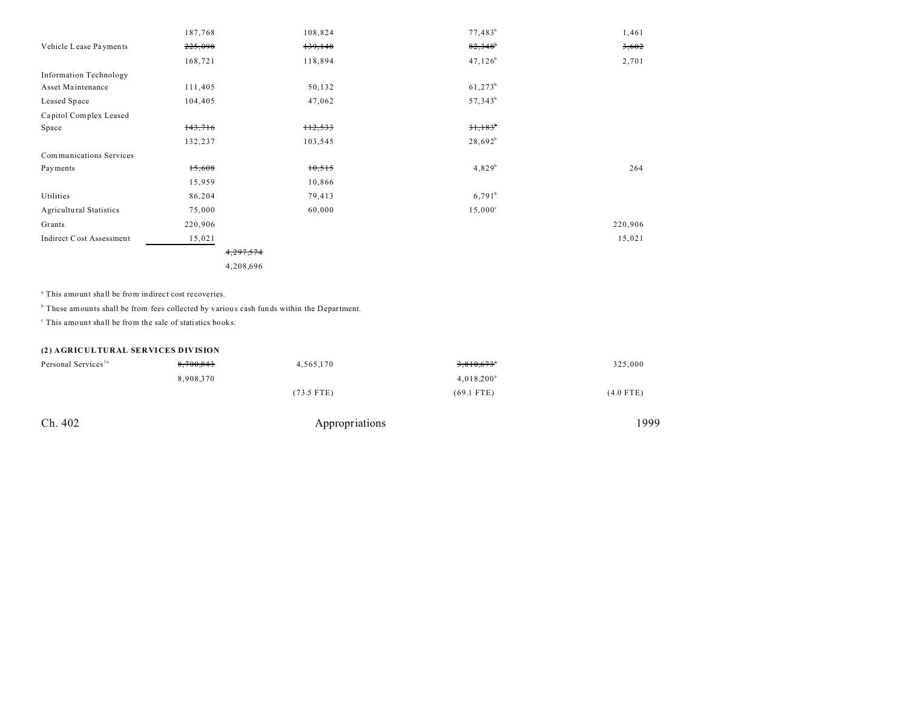| | | | | |
|---|---|---|---|---|
| | 187,768 | 108,824 | 77,483[b] | 1,461 |
| Vehicle Lease Payments | ~~225,098~~ | ~~139,148~~ | ~~82,348~~[b] | ~~3,602~~ |
| | 168,721 | 118,894 | 47,126[b] | 2,701 |
| Information Technology Asset Maintenance | 111,405 | 50,132 | 61,273[b] | |
| Leased Space | 104,405 | 47,062 | 57,343[b] | |
| Capitol Complex Leased Space | ~~143,716~~ | ~~112,533~~ | ~~31,183~~[b] | |
| | 132,237 | 103,545 | 28,692[b] | |
| Communications Services Payments | ~~15,608~~ | ~~10,515~~ | 4,829[b] | 264 |
| | 15,959 | 10,866 | | |
| Utilities | 86,204 | 79,413 | 6,791[b] | |
| Agricultural Statistics | 75,000 | 60,000 | 15,000[c] | |
| Grants | 220,906 | | | 220,906 |
| Indirect Cost Assessment | 15,021 | | | 15,021 |
| | | ~~4,297,574~~ | | |
| | | 4,208,696 | | |

[a] This amount shall be from indirect cost recoveries.

[b] These amounts shall be from fees collected by various cash funds within the Department.

[c] This amount shall be from the sale of statistics books.

**(2) AGRICULTURAL SERVICES DIVISION**

| | | | | |
|---|---|---|---|---|
| Personal Services[1a] | ~~8,700,843~~ | 4,565,170 | ~~3,810,673~~[a] | 325,000 |
| | 8,908,370 | | 4,018,200[a] | |
| | | (73.5 FTE) | (69.1 FTE) | (4.0 FTE) |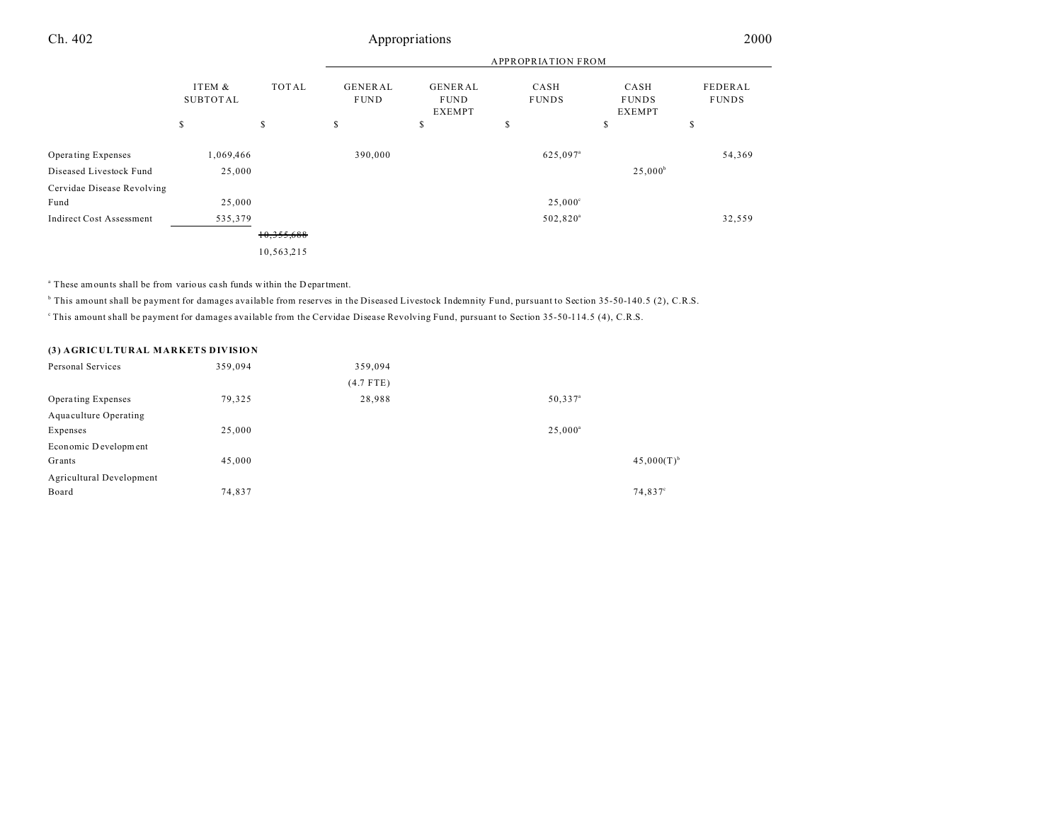| | ITEM & SUBTOTAL | TOTAL | APPROPRIATION FROM | | | | |
|---|---|---|---|---|---|---|---|
| | | | GENERAL FUND | GENERAL FUND EXEMPT | CASH FUNDS | CASH FUNDS EXEMPT | FEDERAL FUNDS |
| | $ | $ | $ | $ | $ | $ | $ |
| Operating Expenses | 1,069,466 | | 390,000 | | 625,097[a] | | 54,369 |
| Diseased Livestock Fund | 25,000 | | | | | 25,000[b] | |
| Cervidae Disease Revolving Fund | 25,000 | | | | 25,000[c] | | |
| Indirect Cost Assessment | 535,379 | | | | 502,820[a] | | 32,559 |
| | | ~~10,355,688~~ 10,563,215 | | | | | |

[a] These amounts shall be from various cash funds within the Department.

[b] This amount shall be payment for damages available from reserves in the Diseased Livestock Indemnity Fund, pursuant to Section 35-50-140.5 (2), C.R.S.

[c] This amount shall be payment for damages available from the Cervidae Disease Revolving Fund, pursuant to Section 35-50-114.5 (4), C.R.S.

**(3) AGRICULTURAL MARKETS DIVISION**

| | ITEM & SUBTOTAL | TOTAL | GENERAL FUND | GENERAL FUND EXEMPT | CASH FUNDS | CASH FUNDS EXEMPT | FEDERAL FUNDS |
|---|---|---|---|---|---|---|---|
| Personal Services | 359,094 | | 359,094 (4.7 FTE) | | | | |
| Operating Expenses | 79,325 | | 28,988 | | 50,337[a] | | |
| Aquaculture Operating Expenses | 25,000 | | | | 25,000[a] | | |
| Economic Development Grants | 45,000 | | | | | 45,000(T)[b] | |
| Agricultural Development Board | 74,837 | | | | | 74,837[c] | |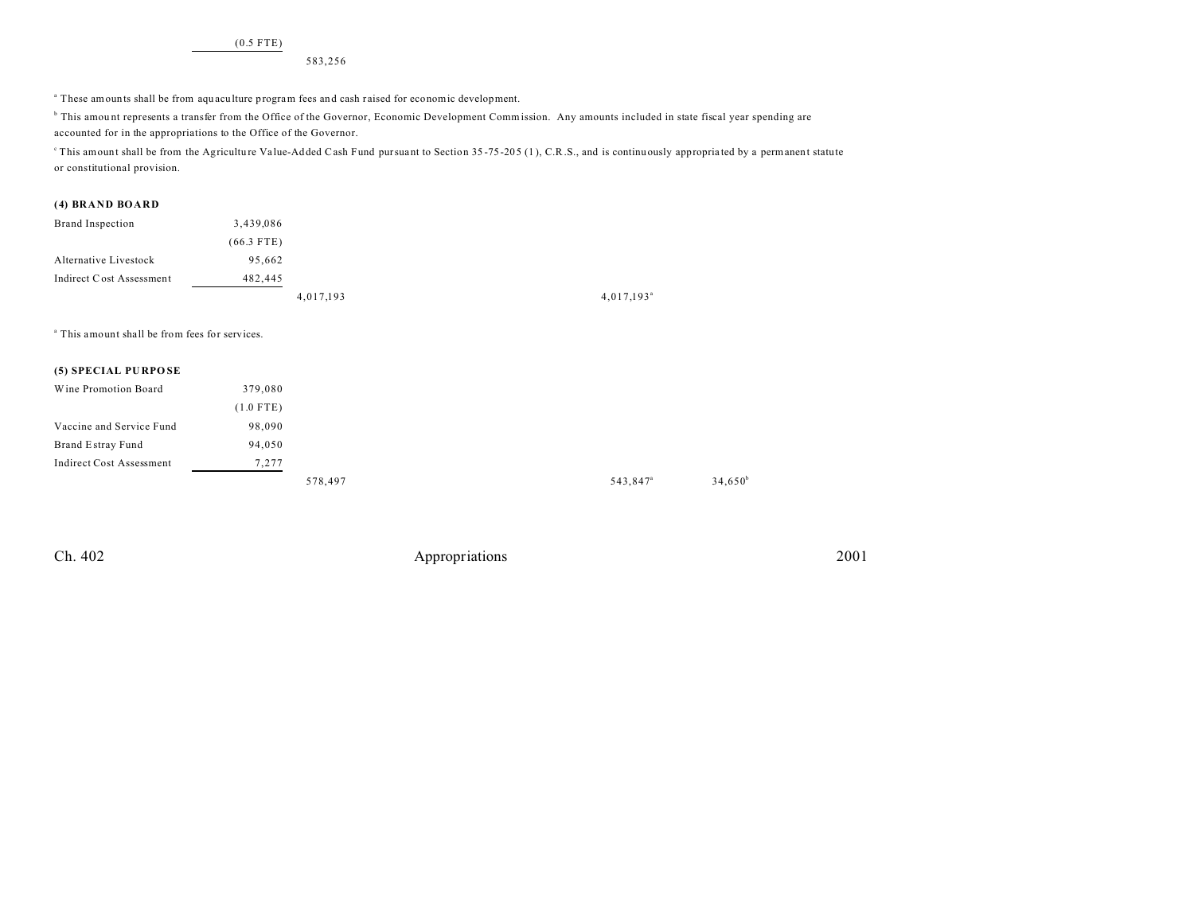| | | | | | | |
|---|---|---|---|---|---|---|
| | (0.5 FTE) | | | | | |
| | | 583,256 | | | | |

[a] These amounts shall be from aquaculture program fees and cash raised for economic development.

[b] This amount represents a transfer from the Office of the Governor, Economic Development Commission. Any amounts included in state fiscal year spending are accounted for in the appropriations to the Office of the Governor.

[c] This amount shall be from the Agriculture Value-Added Cash Fund pursuant to Section 35-75-205 (1), C.R.S., and is continuously appropriated by a permanent statute or constitutional provision.

**(4) BRAND BOARD**

| | | | | | | |
|---|---|---|---|---|---|---|
| Brand Inspection | 3,439,086 | | | | | |
| | (66.3 FTE) | | | | | |
| Alternative Livestock | 95,662 | | | | | |
| Indirect Cost Assessment | 482,445 | | | | | |
| | | 4,017,193 | | | 4,017,193[a] | |

[a] This amount shall be from fees for services.

**(5) SPECIAL PURPOSE**

| | | | | | | |
|---|---|---|---|---|---|---|
| Wine Promotion Board | 379,080 | | | | | |
| | (1.0 FTE) | | | | | |
| Vaccine and Service Fund | 98,090 | | | | | |
| Brand Estray Fund | 94,050 | | | | | |
| Indirect Cost Assessment | 7,277 | | | | | |
| | | 578,497 | | | 543,847[a] | 34,650[b] |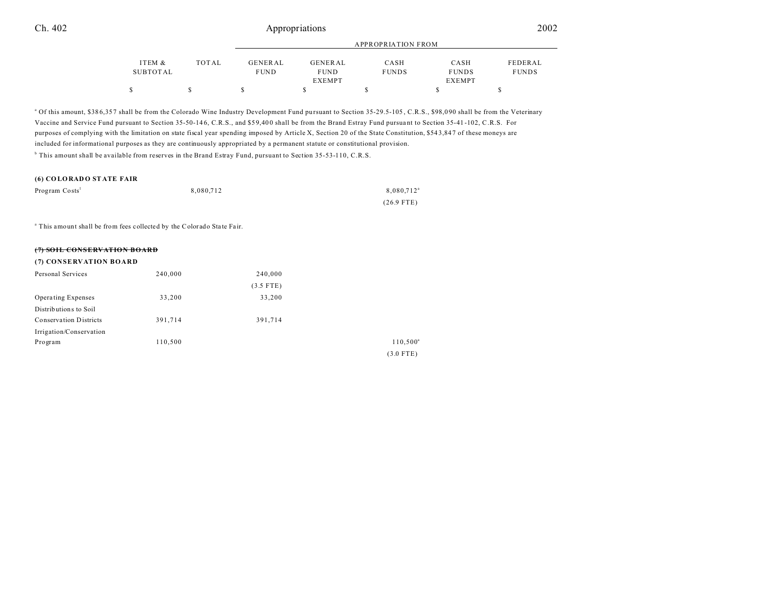| | ITEM & SUBTOTAL | TOTAL | GENERAL FUND | GENERAL FUND EXEMPT | CASH FUNDS | CASH FUNDS EXEMPT | FEDERAL FUNDS |
|---|---|---|---|---|---|---|---|
| | | | APPROPRIATION FROM | | | | |
| | $ | $ | $ | $ | $ | $ | $ |

[a] Of this amount, $386,357 shall be from the Colorado Wine Industry Development Fund pursuant to Section 35-29.5-105, C.R.S., $98,090 shall be from the Veterinary Vaccine and Service Fund pursuant to Section 35-50-146, C.R.S., and $59,400 shall be from the Brand Estray Fund pursuant to Section 35-41-102, C.R.S. For purposes of complying with the limitation on state fiscal year spending imposed by Article X, Section 20 of the State Constitution, $543,847 of these moneys are included for informational purposes as they are continuously appropriated by a permanent statute or constitutional provision.

[b] This amount shall be available from reserves in the Brand Estray Fund, pursuant to Section 35-53-110, C.R.S.

**(6) COLORADO STATE FAIR**

| | ITEM & SUBTOTAL | TOTAL | GENERAL FUND | GENERAL FUND EXEMPT | CASH FUNDS | CASH FUNDS EXEMPT | FEDERAL FUNDS |
|---|---|---|---|---|---|---|---|
| Program Costs[1] | | 8,080,712 | | | 8,080,712[a] | | |
| | | | | | (26.9 FTE) | | |

[a] This amount shall be from fees collected by the Colorado State Fair.

~~**(7) SOIL CONSERVATION BOARD**~~

**(7) CONSERVATION BOARD**

| | ITEM & SUBTOTAL | TOTAL | GENERAL FUND | GENERAL FUND EXEMPT | CASH FUNDS | CASH FUNDS EXEMPT | FEDERAL FUNDS |
|---|---|---|---|---|---|---|---|
| Personal Services | 240,000 | | 240,000 | | | | |
| | | | (3.5 FTE) | | | | |
| Operating Expenses | 33,200 | | 33,200 | | | | |
| Distributions to Soil Conservation Districts | 391,714 | | 391,714 | | | | |
| Irrigation/Conservation Program | 110,500 | | | | 110,500[a] | | |
| | | | | | (3.0 FTE) | | |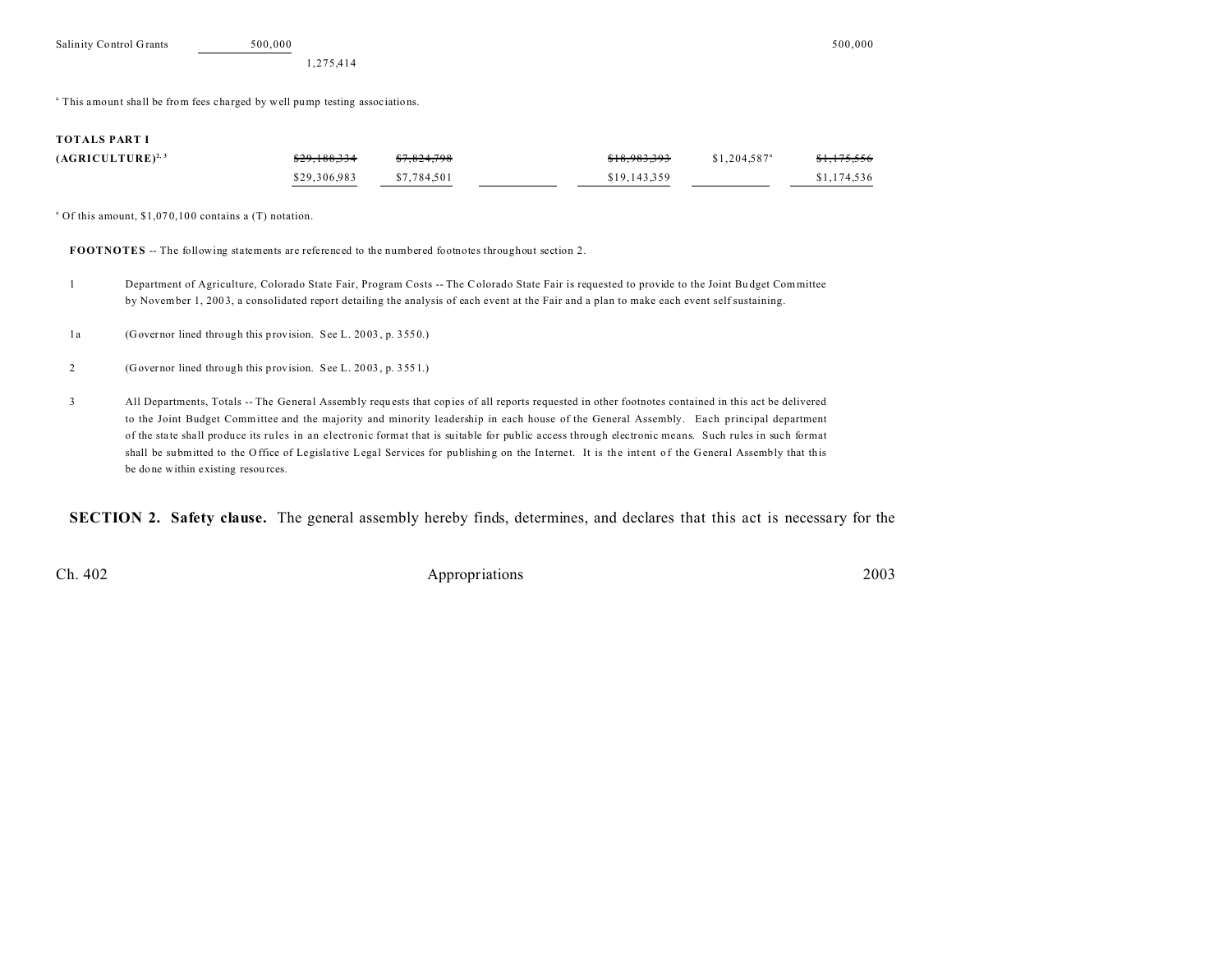| | | | | | | |
|---|---|---|---|---|---|---|
| Salinity Control Grants | 500,000 | | | | | 500,000 |
| | | 1,275,414 | | | | |

[a] This amount shall be from fees charged by well pump testing associations.

| | | | | | | |
|---|---|---|---|---|---|---|
| **TOTALS PART I** | | | | | | |
| **(AGRICULTURE)**[2, 3] | ~~$29,188,334~~ | ~~$7,824,798~~ | | ~~$18,983,393~~ | $1,204,587[a] | ~~$1,175,556~~ |
| | $29,306,983 | $7,784,501 | | $19,143,359 | | $1,174,536 |

[a] Of this amount, $1,070,100 contains a (T) notation.

**FOOTNOTES** -- The following statements are referenced to the numbered footnotes throughout section 2.

1 Department of Agriculture, Colorado State Fair, Program Costs -- The Colorado State Fair is requested to provide to the Joint Budget Committee by November 1, 2003, a consolidated report detailing the analysis of each event at the Fair and a plan to make each event self sustaining.

1a (Governor lined through this provision. See L. 2003, p. 3550.)

2 (Governor lined through this provision. See L. 2003, p. 3551.)

3 All Departments, Totals -- The General Assembly requests that copies of all reports requested in other footnotes contained in this act be delivered to the Joint Budget Committee and the majority and minority leadership in each house of the General Assembly. Each principal department of the state shall produce its rules in an electronic format that is suitable for public access through electronic means. Such rules in such format shall be submitted to the Office of Legislative Legal Services for publishing on the Internet. It is the intent of the General Assembly that this be done within existing resources.

**SECTION 2. Safety clause.** The general assembly hereby finds, determines, and declares that this act is necessary for the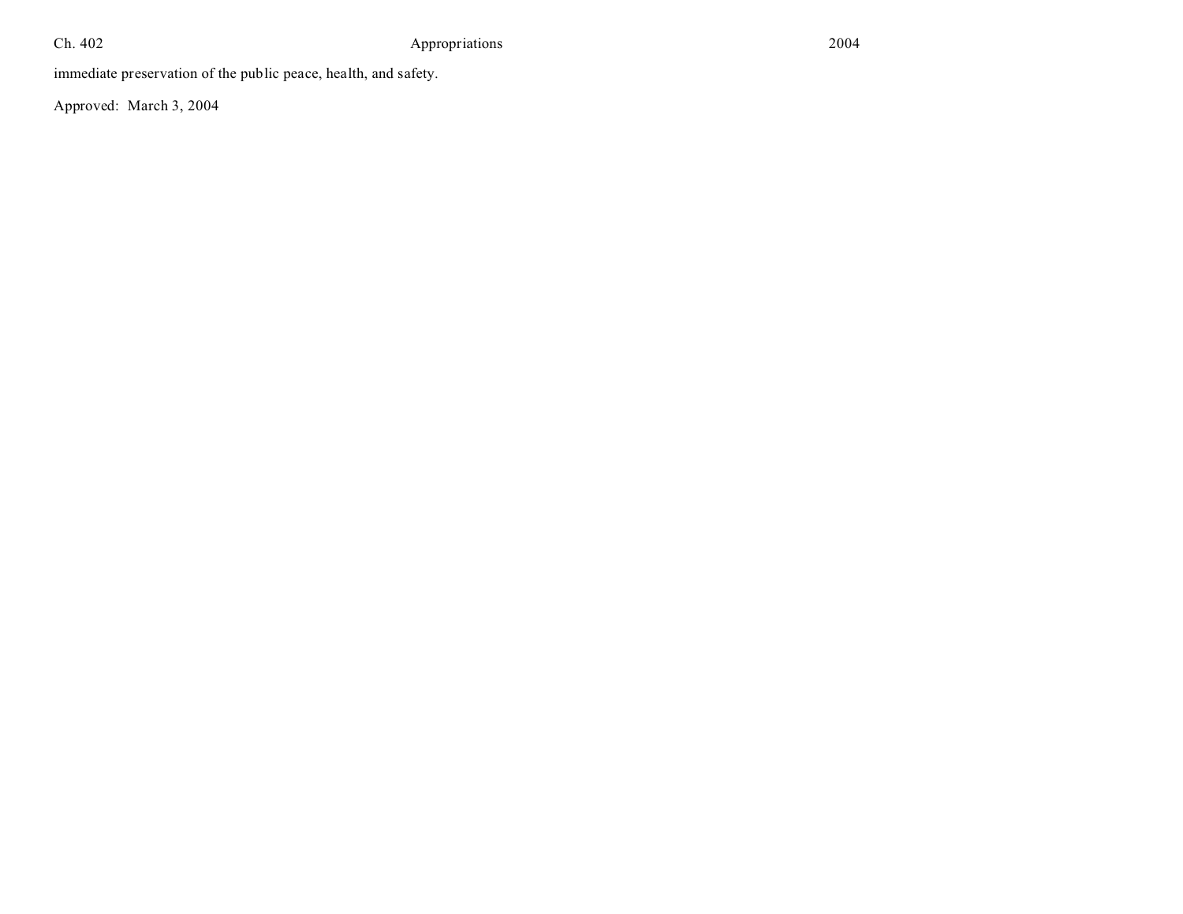immediate preservation of the public peace, health, and safety.

Approved: March 3, 2004